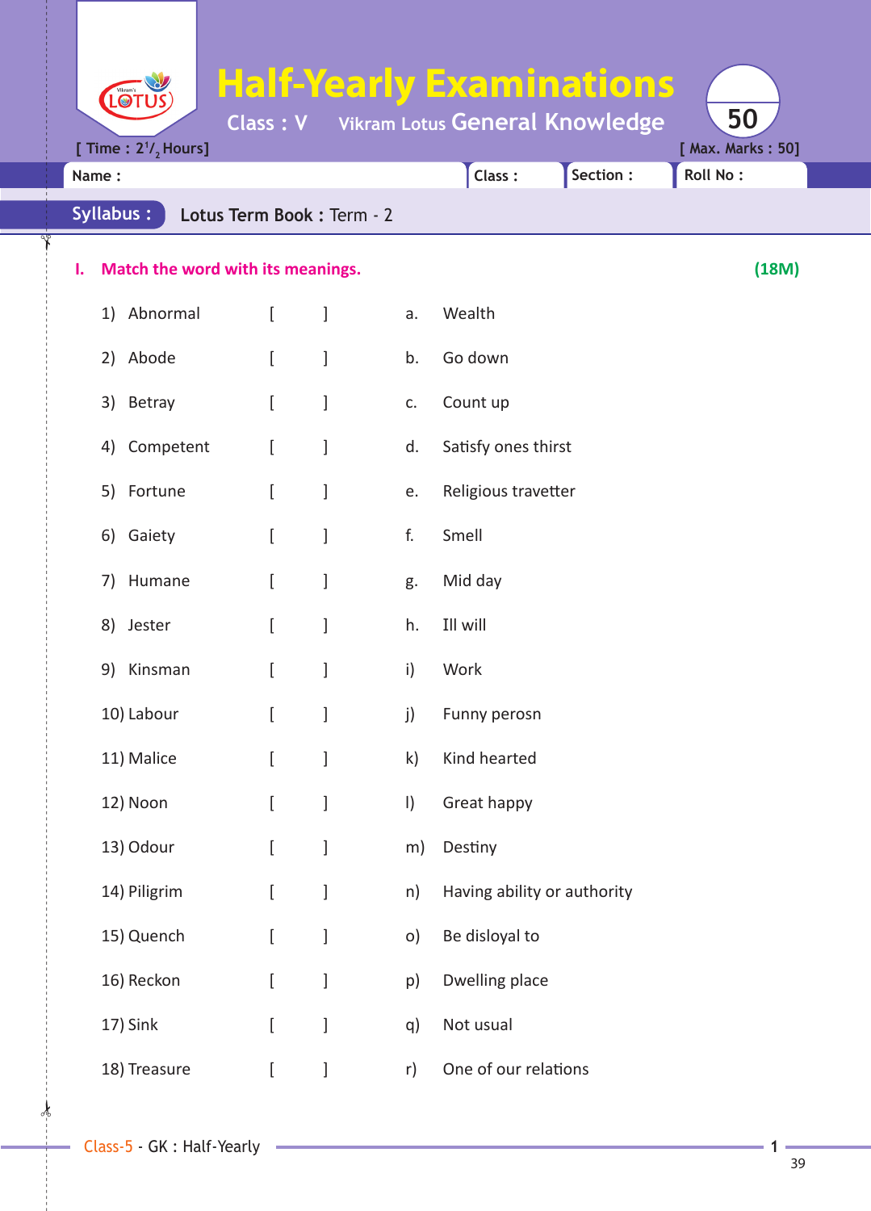# Half-Yearly Examinations

Class : V Vikram Lotus General Knowledge

[ Time : 2$^1/_2$ Hours] [ Max. Marks : 50]

Name : Class : Section : Roll No :

**Syllabus :** Lotus Term Book : Term - 2

**I. Match the word with its meanings.** **(18M)**

| | | | |
|---|---|---|---|
| 1) Abnormal | [ ] | a. | Wealth |
| 2) Abode | [ ] | b. | Go down |
| 3) Betray | [ ] | c. | Count up |
| 4) Competent | [ ] | d. | Satisfy ones thirst |
| 5) Fortune | [ ] | e. | Religious travetter |
| 6) Gaiety | [ ] | f. | Smell |
| 7) Humane | [ ] | g. | Mid day |
| 8) Jester | [ ] | h. | Ill will |
| 9) Kinsman | [ ] | i) | Work |
| 10) Labour | [ ] | j) | Funny perosn |
| 11) Malice | [ ] | k) | Kind hearted |
| 12) Noon | [ ] | l) | Great happy |
| 13) Odour | [ ] | m) | Destiny |
| 14) Piligrim | [ ] | n) | Having ability or authority |
| 15) Quench | [ ] | o) | Be disloyal to |
| 16) Reckon | [ ] | p) | Dwelling place |
| 17) Sink | [ ] | q) | Not usual |
| 18) Treasure | [ ] | r) | One of our relations |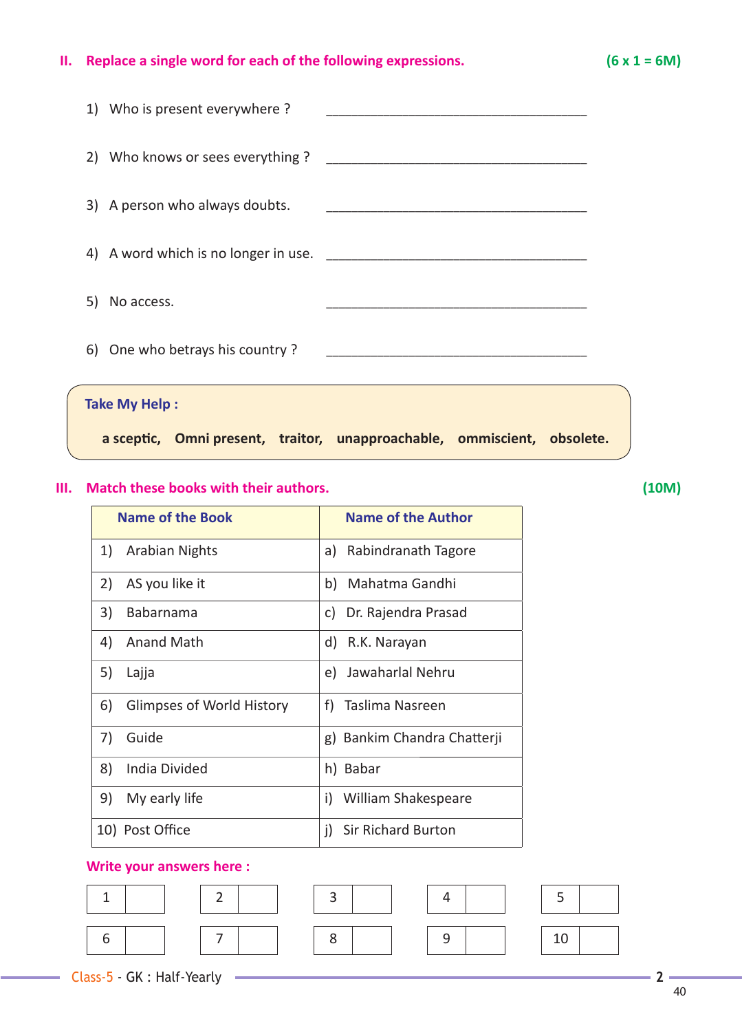## II. Replace a single word for each of the following expressions. (6 x 1 = 6M)

1) Who is present everywhere ? \_\_\_\_\_\_\_\_\_\_\_\_\_\_\_\_\_\_\_\_\_\_\_\_\_\_\_\_\_\_

2) Who knows or sees everything ? \_\_\_\_\_\_\_\_\_\_\_\_\_\_\_\_\_\_\_\_\_\_\_\_\_\_\_\_\_\_

3) A person who always doubts. \_\_\_\_\_\_\_\_\_\_\_\_\_\_\_\_\_\_\_\_\_\_\_\_\_\_\_\_\_\_

4) A word which is no longer in use. \_\_\_\_\_\_\_\_\_\_\_\_\_\_\_\_\_\_\_\_\_\_\_\_\_\_\_\_\_\_

5) No access. \_\_\_\_\_\_\_\_\_\_\_\_\_\_\_\_\_\_\_\_\_\_\_\_\_\_\_\_\_\_

6) One who betrays his country ? \_\_\_\_\_\_\_\_\_\_\_\_\_\_\_\_\_\_\_\_\_\_\_\_\_\_\_\_\_\_

**Take My Help :**

**a sceptic, Omni present, traitor, unapproachable, ommiscient, obsolete.**

## III. Match these books with their authors. (10M)

| Name of the Book | Name of the Author |
|---|---|
| 1) Arabian Nights | a) Rabindranath Tagore |
| 2) AS you like it | b) Mahatma Gandhi |
| 3) Babarnama | c) Dr. Rajendra Prasad |
| 4) Anand Math | d) R.K. Narayan |
| 5) Lajja | e) Jawaharlal Nehru |
| 6) Glimpses of World History | f) Taslima Nasreen |
| 7) Guide | g) Bankim Chandra Chatterji |
| 8) India Divided | h) Babar |
| 9) My early life | i) William Shakespeare |
| 10) Post Office | j) Sir Richard Burton |

**Write your answers here :**

| 1 | | 2 | | 3 | | 4 | | 5 | |
|---|---|---|---|---|---|---|---|---|---|
| 6 | | 7 | | 8 | | 9 | | 10 | |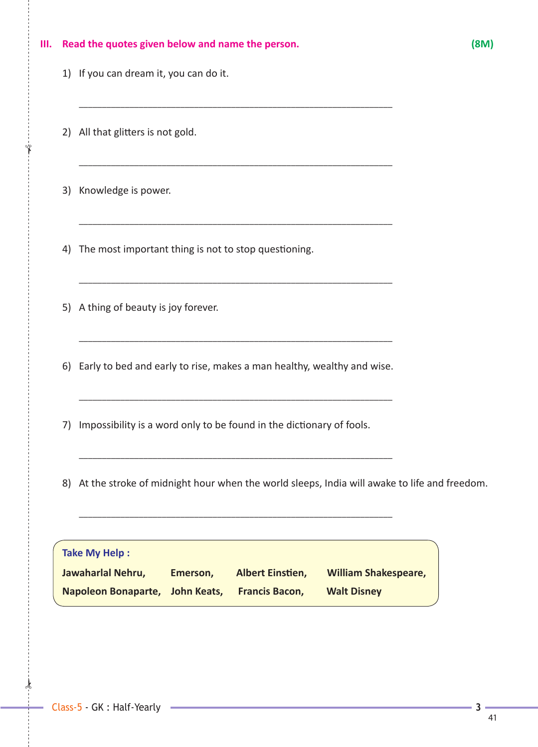## III. Read the quotes given below and name the person. (8M)

1) If you can dream it, you can do it.

_______________________________________________

2) All that glitters is not gold.

_______________________________________________

3) Knowledge is power.

_______________________________________________

4) The most important thing is not to stop questioning.

_______________________________________________

5) A thing of beauty is joy forever.

_______________________________________________

6) Early to bed and early to rise, makes a man healthy, wealthy and wise.

_______________________________________________

7) Impossibility is a word only to be found in the dictionary of fools.

_______________________________________________

8) At the stroke of midnight hour when the world sleeps, India will awake to life and freedom.

_______________________________________________

**Take My Help :**

| | | | |
|---|---|---|---|
| **Jawaharlal Nehru,** | **Emerson,** | **Albert Einstien,** | **William Shakespeare,** |
| **Napoleon Bonaparte,** | **John Keats,** | **Francis Bacon,** | **Walt Disney** |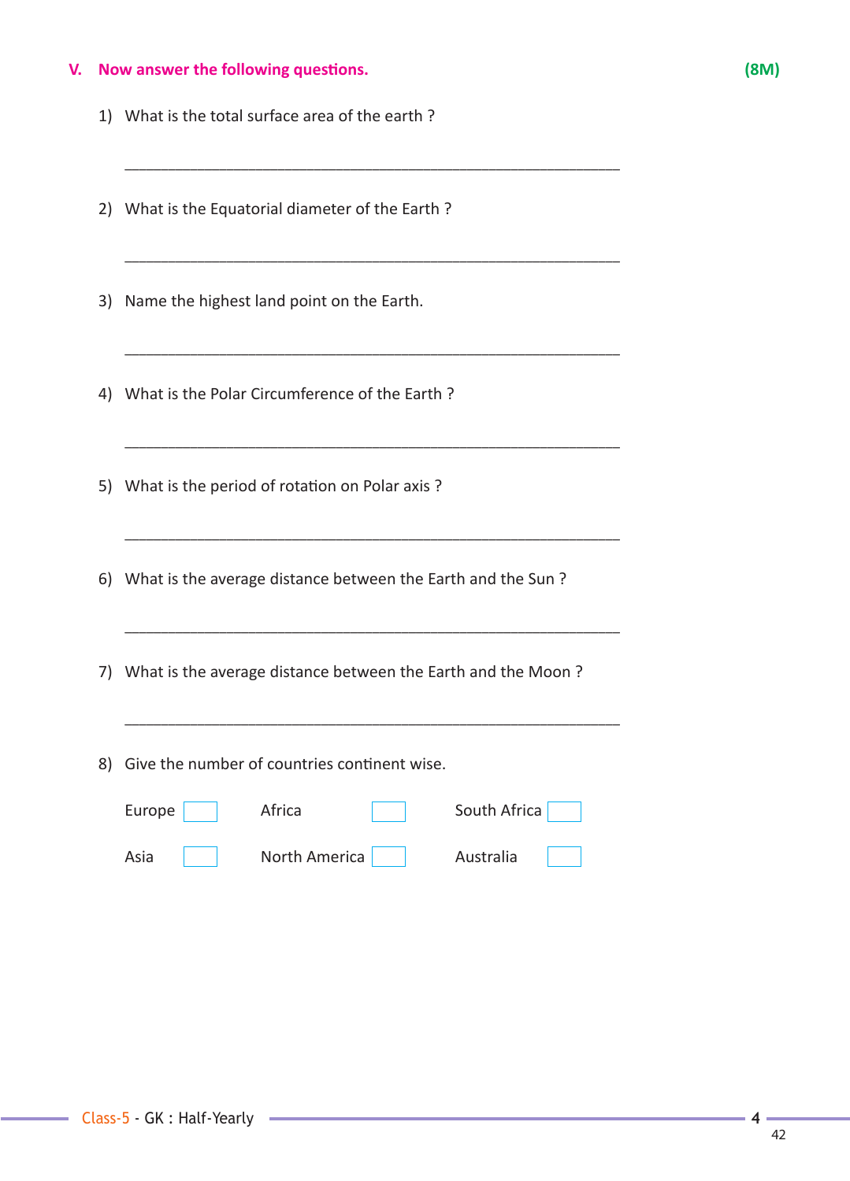## V. Now answer the following questions. (8M)

1) What is the total surface area of the earth ?

___________________________________________________________

2) What is the Equatorial diameter of the Earth ?

___________________________________________________________

3) Name the highest land point on the Earth.

___________________________________________________________

4) What is the Polar Circumference of the Earth ?

___________________________________________________________

5) What is the period of rotation on Polar axis ?

___________________________________________________________

6) What is the average distance between the Earth and the Sun ?

___________________________________________________________

7) What is the average distance between the Earth and the Moon ?

___________________________________________________________

8) Give the number of countries continent wise.

| | | | | | |
|---|---|---|---|---|---|
| Europe | | Africa | | South Africa | |
| Asia | | North America | | Australia | |